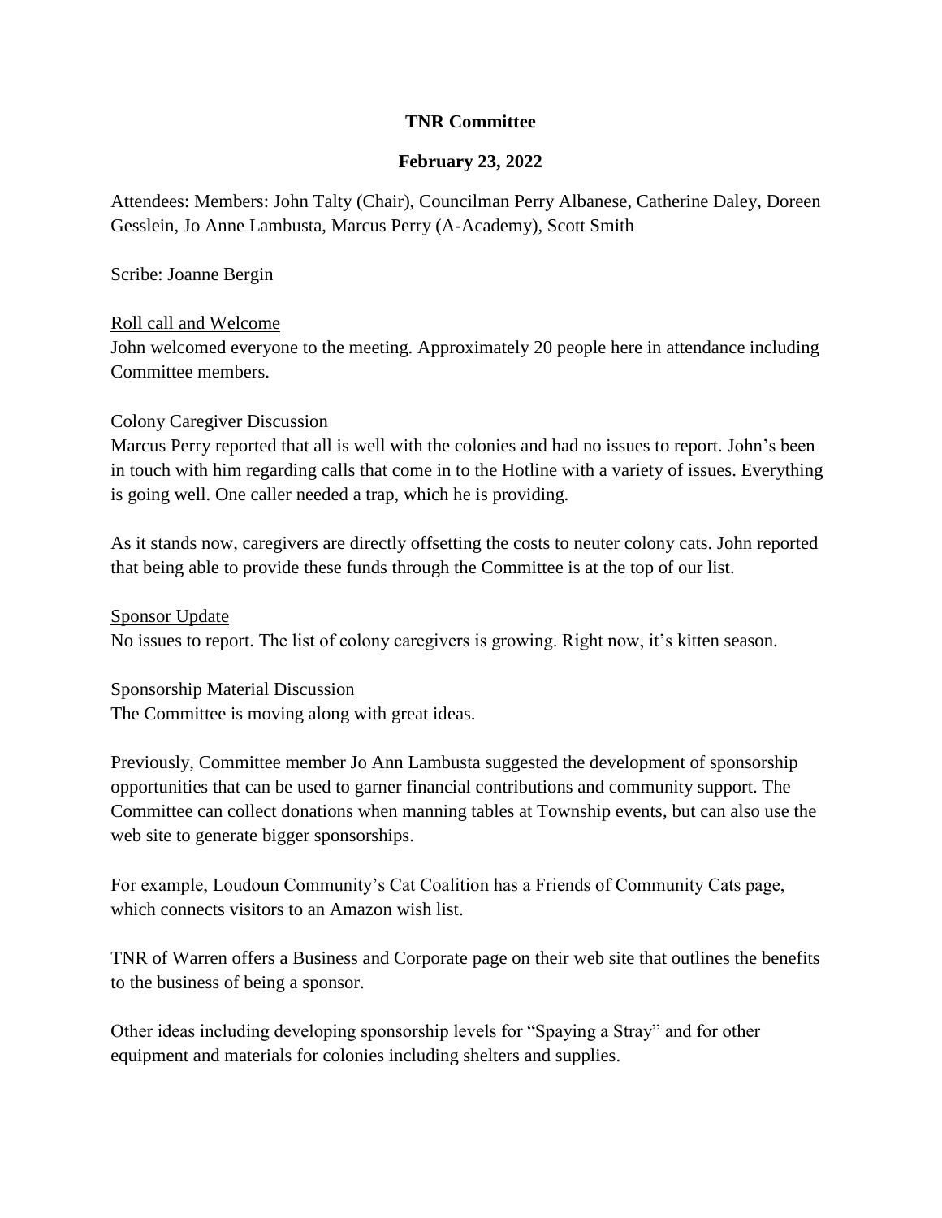**TNR Committee**

**February 23, 2022**

Attendees: Members: John Talty (Chair), Councilman Perry Albanese, Catherine Daley, Doreen Gesslein, Jo Anne Lambusta, Marcus Perry (A-Academy), Scott Smith

Scribe: Joanne Bergin

Roll call and Welcome

John welcomed everyone to the meeting. Approximately 20 people here in attendance including Committee members.

Colony Caregiver Discussion

Marcus Perry reported that all is well with the colonies and had no issues to report. John's been in touch with him regarding calls that come in to the Hotline with a variety of issues. Everything is going well. One caller needed a trap, which he is providing.

As it stands now, caregivers are directly offsetting the costs to neuter colony cats. John reported that being able to provide these funds through the Committee is at the top of our list.

Sponsor Update

No issues to report. The list of colony caregivers is growing. Right now, it's kitten season.

Sponsorship Material Discussion

The Committee is moving along with great ideas.

Previously, Committee member Jo Ann Lambusta suggested the development of sponsorship opportunities that can be used to garner financial contributions and community support. The Committee can collect donations when manning tables at Township events, but can also use the web site to generate bigger sponsorships.

For example, Loudoun Community's Cat Coalition has a Friends of Community Cats page, which connects visitors to an Amazon wish list.

TNR of Warren offers a Business and Corporate page on their web site that outlines the benefits to the business of being a sponsor.

Other ideas including developing sponsorship levels for "Spaying a Stray" and for other equipment and materials for colonies including shelters and supplies.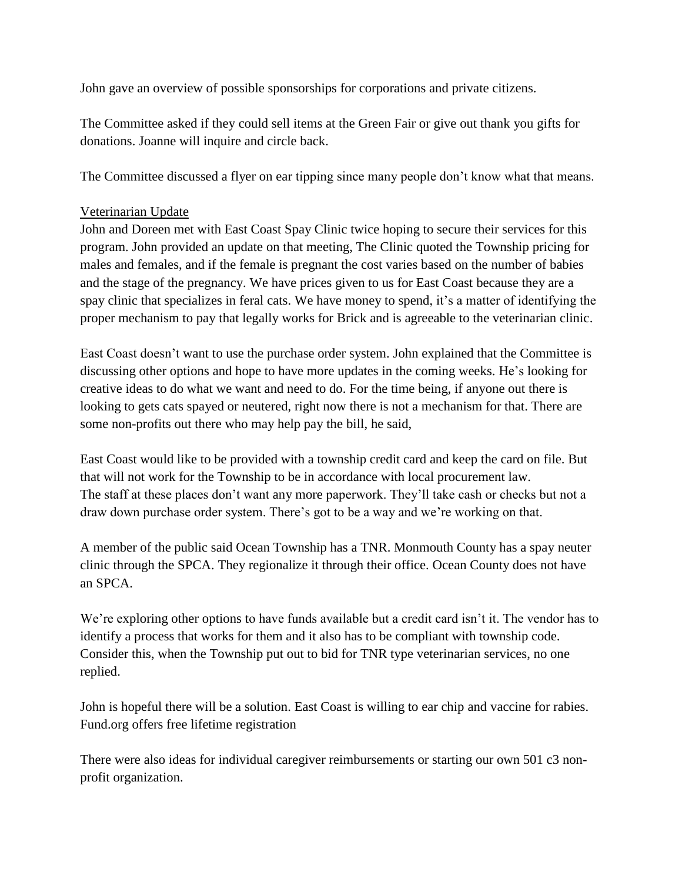John gave an overview of possible sponsorships for corporations and private citizens.

The Committee asked if they could sell items at the Green Fair or give out thank you gifts for donations. Joanne will inquire and circle back.

The Committee discussed a flyer on ear tipping since many people don't know what that means.

<u>Veterinarian Update</u>

John and Doreen met with East Coast Spay Clinic twice hoping to secure their services for this program. John provided an update on that meeting, The Clinic quoted the Township pricing for males and females, and if the female is pregnant the cost varies based on the number of babies and the stage of the pregnancy. We have prices given to us for East Coast because they are a spay clinic that specializes in feral cats. We have money to spend, it's a matter of identifying the proper mechanism to pay that legally works for Brick and is agreeable to the veterinarian clinic.

East Coast doesn't want to use the purchase order system. John explained that the Committee is discussing other options and hope to have more updates in the coming weeks. He's looking for creative ideas to do what we want and need to do. For the time being, if anyone out there is looking to gets cats spayed or neutered, right now there is not a mechanism for that. There are some non-profits out there who may help pay the bill, he said,

East Coast would like to be provided with a township credit card and keep the card on file. But that will not work for the Township to be in accordance with local procurement law.
The staff at these places don't want any more paperwork. They'll take cash or checks but not a draw down purchase order system. There's got to be a way and we're working on that.

A member of the public said Ocean Township has a TNR. Monmouth County has a spay neuter clinic through the SPCA. They regionalize it through their office. Ocean County does not have an SPCA.

We're exploring other options to have funds available but a credit card isn't it. The vendor has to identify a process that works for them and it also has to be compliant with township code. Consider this, when the Township put out to bid for TNR type veterinarian services, no one replied.

John is hopeful there will be a solution. East Coast is willing to ear chip and vaccine for rabies. Fund.org offers free lifetime registration

There were also ideas for individual caregiver reimbursements or starting our own 501 c3 non-profit organization.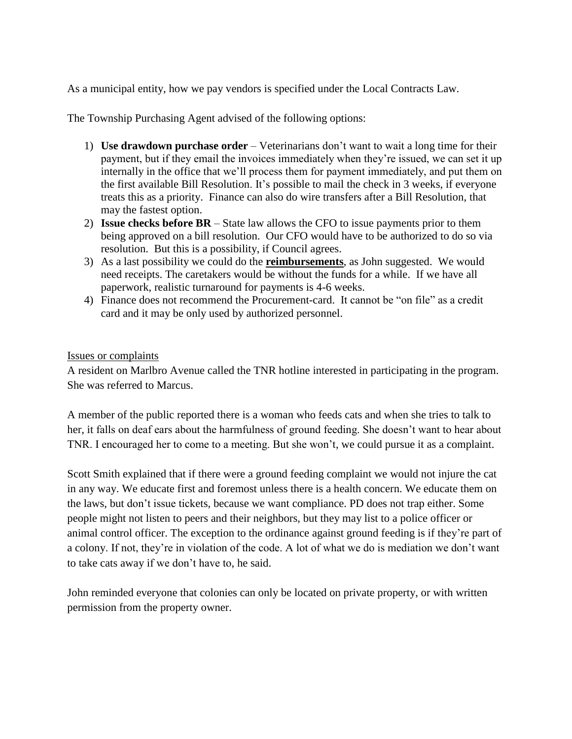As a municipal entity, how we pay vendors is specified under the Local Contracts Law.

The Township Purchasing Agent advised of the following options:

1) **Use drawdown purchase order** – Veterinarians don't want to wait a long time for their payment, but if they email the invoices immediately when they're issued, we can set it up internally in the office that we'll process them for payment immediately, and put them on the first available Bill Resolution. It's possible to mail the check in 3 weeks, if everyone treats this as a priority. Finance can also do wire transfers after a Bill Resolution, that may the fastest option.
2) **Issue checks before BR** – State law allows the CFO to issue payments prior to them being approved on a bill resolution. Our CFO would have to be authorized to do so via resolution. But this is a possibility, if Council agrees.
3) As a last possibility we could do the **reimbursements**, as John suggested. We would need receipts. The caretakers would be without the funds for a while. If we have all paperwork, realistic turnaround for payments is 4-6 weeks.
4) Finance does not recommend the Procurement-card. It cannot be "on file" as a credit card and it may be only used by authorized personnel.

Issues or complaints

A resident on Marlbro Avenue called the TNR hotline interested in participating in the program. She was referred to Marcus.

A member of the public reported there is a woman who feeds cats and when she tries to talk to her, it falls on deaf ears about the harmfulness of ground feeding. She doesn't want to hear about TNR. I encouraged her to come to a meeting. But she won't, we could pursue it as a complaint.

Scott Smith explained that if there were a ground feeding complaint we would not injure the cat in any way. We educate first and foremost unless there is a health concern. We educate them on the laws, but don't issue tickets, because we want compliance. PD does not trap either. Some people might not listen to peers and their neighbors, but they may list to a police officer or animal control officer. The exception to the ordinance against ground feeding is if they're part of a colony. If not, they're in violation of the code. A lot of what we do is mediation we don't want to take cats away if we don't have to, he said.

John reminded everyone that colonies can only be located on private property, or with written permission from the property owner.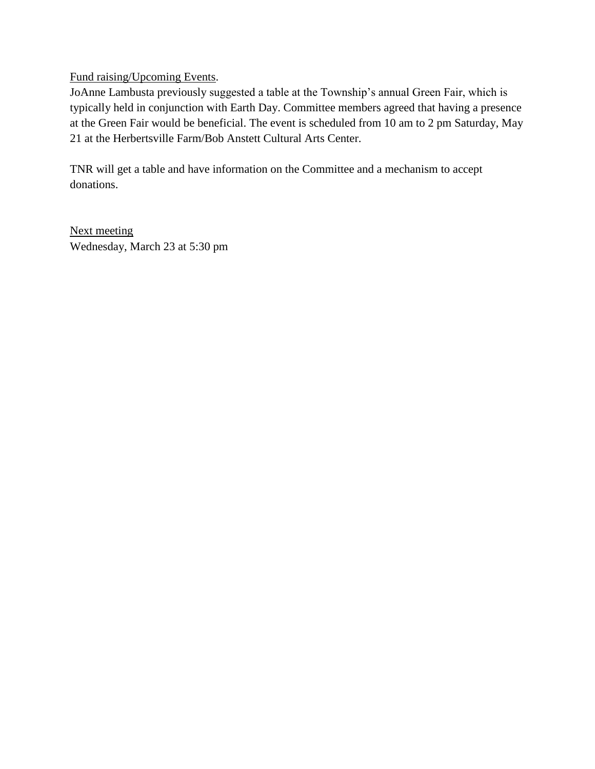<u>Fund raising/Upcoming Events</u>.

JoAnne Lambusta previously suggested a table at the Township's annual Green Fair, which is typically held in conjunction with Earth Day. Committee members agreed that having a presence at the Green Fair would be beneficial. The event is scheduled from 10 am to 2 pm Saturday, May 21 at the Herbertsville Farm/Bob Anstett Cultural Arts Center.

TNR will get a table and have information on the Committee and a mechanism to accept donations.

<u>Next meeting</u>

Wednesday, March 23 at 5:30 pm